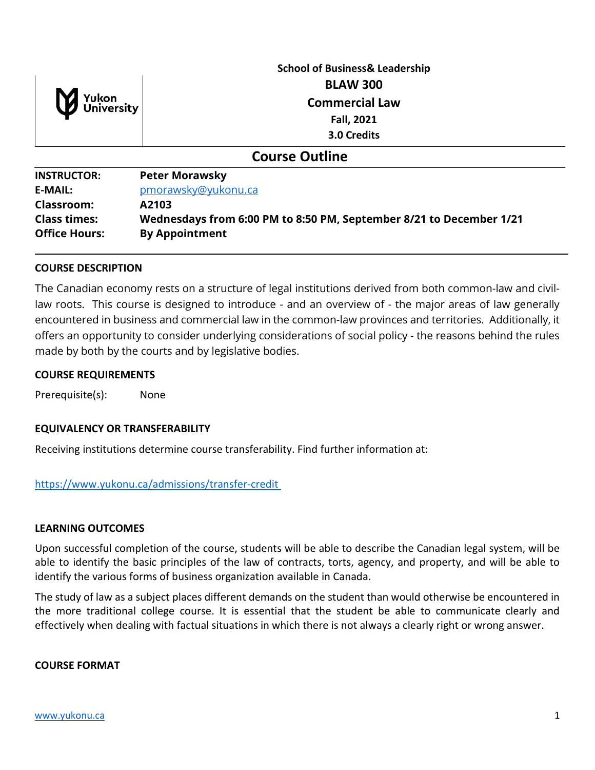School of Business& Leadership

# BLAW 300

## Commercial Law

**Fall, 2021**

**3.0 Credits**

## Course Outline

| | |
|---|---|
| **INSTRUCTOR:** | **Peter Morawsky** |
| **E-MAIL:** | pmorawsky@yukonu.ca |
| **Classroom:** | **A2103** |
| **Class times:** | **Wednesdays from 6:00 PM to 8:50 PM, September 8/21 to December 1/21** |
| **Office Hours:** | **By Appointment** |

### COURSE DESCRIPTION

The Canadian economy rests on a structure of legal institutions derived from both common-law and civil-law roots. This course is designed to introduce - and an overview of - the major areas of law generally encountered in business and commercial law in the common-law provinces and territories. Additionally, it offers an opportunity to consider underlying considerations of social policy - the reasons behind the rules made by both by the courts and by legislative bodies.

### COURSE REQUIREMENTS

Prerequisite(s): None

### EQUIVALENCY OR TRANSFERABILITY

Receiving institutions determine course transferability. Find further information at:

https://www.yukonu.ca/admissions/transfer-credit

### LEARNING OUTCOMES

Upon successful completion of the course, students will be able to describe the Canadian legal system, will be able to identify the basic principles of the law of contracts, torts, agency, and property, and will be able to identify the various forms of business organization available in Canada.

The study of law as a subject places different demands on the student than would otherwise be encountered in the more traditional college course. It is essential that the student be able to communicate clearly and effectively when dealing with factual situations in which there is not always a clearly right or wrong answer.

### COURSE FORMAT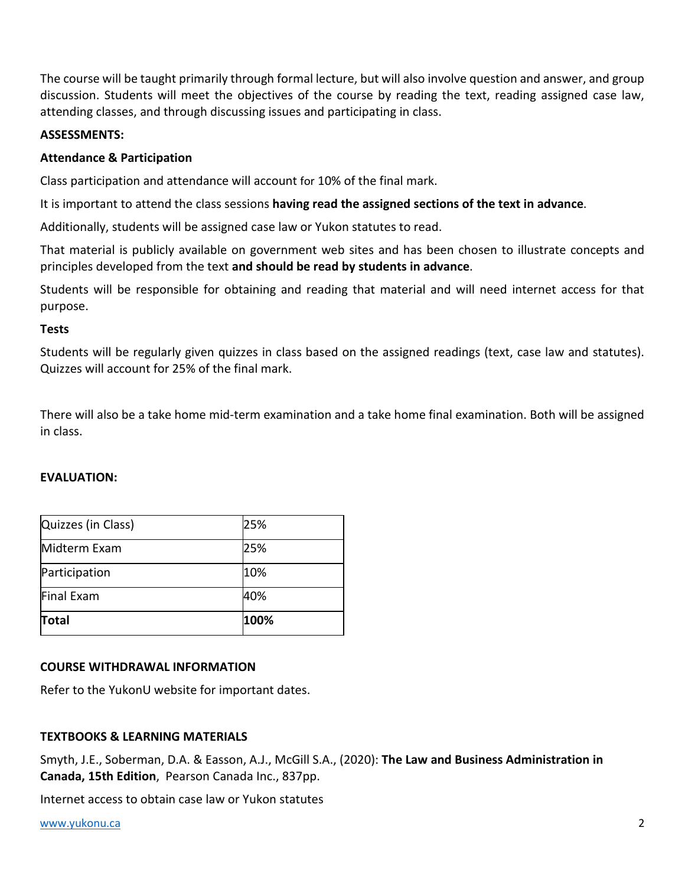The course will be taught primarily through formal lecture, but will also involve question and answer, and group discussion. Students will meet the objectives of the course by reading the text, reading assigned case law, attending classes, and through discussing issues and participating in class.

**ASSESSMENTS:**

**Attendance & Participation**

Class participation and attendance will account for 10% of the final mark.

It is important to attend the class sessions **having read the assigned sections of the text in advance**.

Additionally, students will be assigned case law or Yukon statutes to read.

That material is publicly available on government web sites and has been chosen to illustrate concepts and principles developed from the text **and should be read by students in advance**.

Students will be responsible for obtaining and reading that material and will need internet access for that purpose.

**Tests**

Students will be regularly given quizzes in class based on the assigned readings (text, case law and statutes). Quizzes will account for 25% of the final mark.

There will also be a take home mid-term examination and a take home final examination. Both will be assigned in class.

**EVALUATION:**

| Quizzes (in Class) | 25% |
|---|---|
| Midterm Exam | 25% |
| Participation | 10% |
| Final Exam | 40% |
| **Total** | **100%** |

**COURSE WITHDRAWAL INFORMATION**

Refer to the YukonU website for important dates.

**TEXTBOOKS & LEARNING MATERIALS**

Smyth, J.E., Soberman, D.A. & Easson, A.J., McGill S.A., (2020): **The Law and Business Administration in Canada, 15th Edition**, Pearson Canada Inc., 837pp.

Internet access to obtain case law or Yukon statutes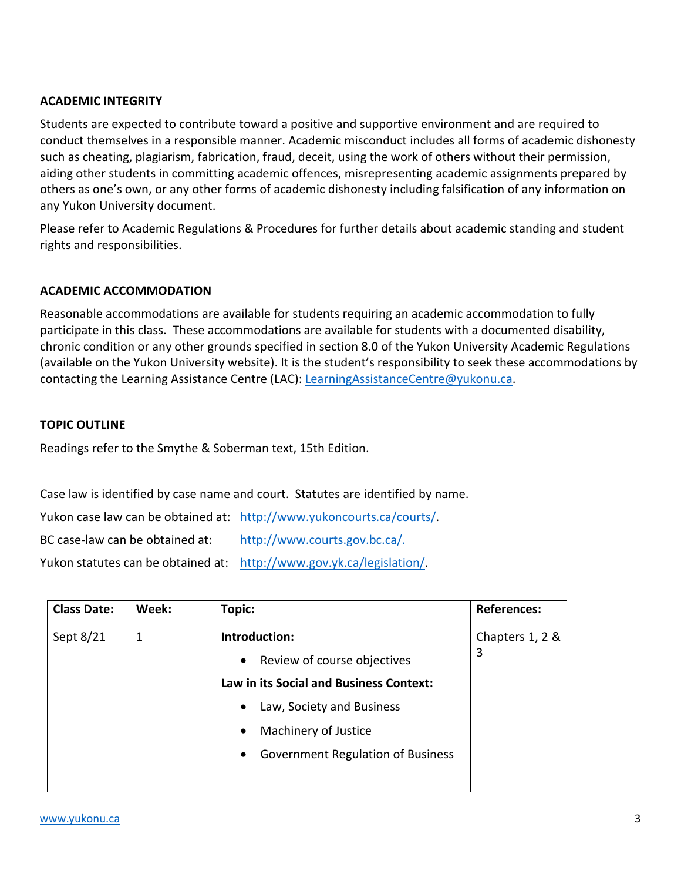## ACADEMIC INTEGRITY

Students are expected to contribute toward a positive and supportive environment and are required to conduct themselves in a responsible manner. Academic misconduct includes all forms of academic dishonesty such as cheating, plagiarism, fabrication, fraud, deceit, using the work of others without their permission, aiding other students in committing academic offences, misrepresenting academic assignments prepared by others as one's own, or any other forms of academic dishonesty including falsification of any information on any Yukon University document.

Please refer to Academic Regulations & Procedures for further details about academic standing and student rights and responsibilities.

## ACADEMIC ACCOMMODATION

Reasonable accommodations are available for students requiring an academic accommodation to fully participate in this class. These accommodations are available for students with a documented disability, chronic condition or any other grounds specified in section 8.0 of the Yukon University Academic Regulations (available on the Yukon University website). It is the student's responsibility to seek these accommodations by contacting the Learning Assistance Centre (LAC): LearningAssistanceCentre@yukonu.ca.

## TOPIC OUTLINE

Readings refer to the Smythe & Soberman text, 15th Edition.

Case law is identified by case name and court. Statutes are identified by name.

Yukon case law can be obtained at: http://www.yukoncourts.ca/courts/.

BC case-law can be obtained at: http://www.courts.gov.bc.ca/.

Yukon statutes can be obtained at: http://www.gov.yk.ca/legislation/.

| Class Date: | Week: | Topic: | References: |
|---|---|---|---|
| Sept 8/21 | 1 | **Introduction:**<br>• Review of course objectives<br>**Law in its Social and Business Context:**<br>• Law, Society and Business<br>• Machinery of Justice<br>• Government Regulation of Business | Chapters 1, 2 & 3 |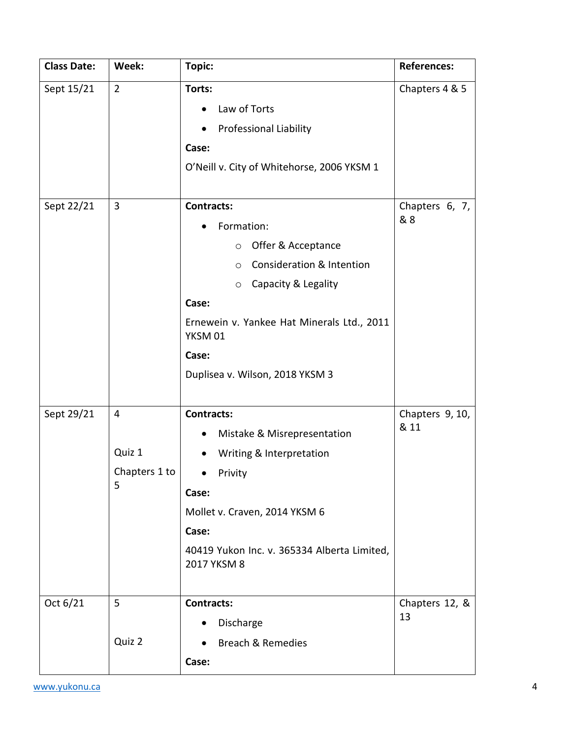| Class Date: | Week: | Topic: | References: |
|---|---|---|---|
| Sept 15/21 | 2 | **Torts:**<br>• Law of Torts<br>• Professional Liability<br>**Case:**<br>O'Neill v. City of Whitehorse, 2006 YKSM 1 | Chapters 4 & 5 |
| Sept 22/21 | 3 | **Contracts:**<br>• Formation:<br>  ○ Offer & Acceptance<br>  ○ Consideration & Intention<br>  ○ Capacity & Legality<br>**Case:**<br>Ernewein v. Yankee Hat Minerals Ltd., 2011 YKSM 01<br>**Case:**<br>Duplisea v. Wilson, 2018 YKSM 3 | Chapters 6, 7, & 8 |
| Sept 29/21 | 4<br><br>Quiz 1<br>Chapters 1 to 5 | **Contracts:**<br>• Mistake & Misrepresentation<br>• Writing & Interpretation<br>• Privity<br>**Case:**<br>Mollet v. Craven, 2014 YKSM 6<br>**Case:**<br>40419 Yukon Inc. v. 365334 Alberta Limited, 2017 YKSM 8 | Chapters 9, 10, & 11 |
| Oct 6/21 | 5<br><br>Quiz 2 | **Contracts:**<br>• Discharge<br>• Breach & Remedies<br>**Case:** | Chapters 12, & 13 |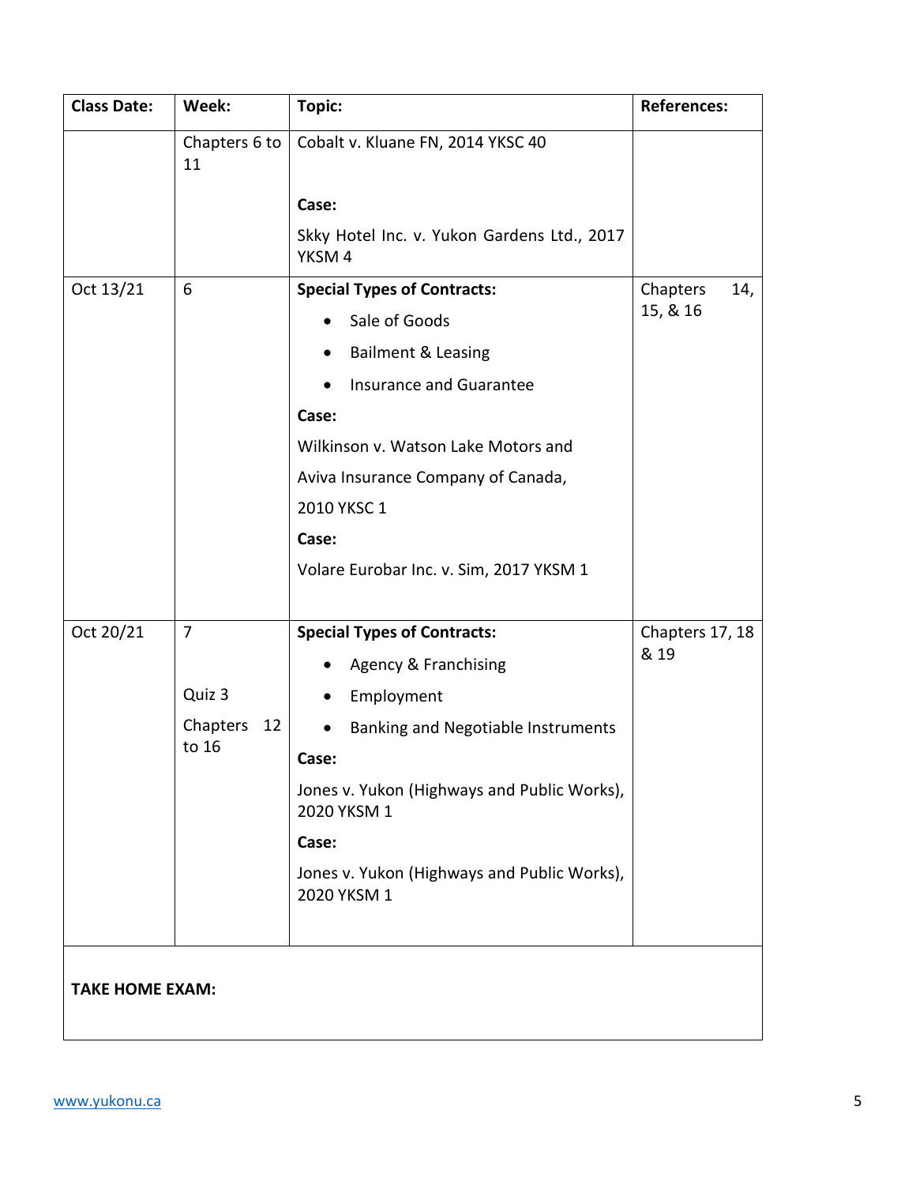| Class Date: | Week: | Topic: | References: |
|---|---|---|---|
| | Chapters 6 to 11 | Cobalt v. Kluane FN, 2014 YKSC 40<br><br>**Case:**<br>Skky Hotel Inc. v. Yukon Gardens Ltd., 2017 YKSM 4 | |
| Oct 13/21 | 6 | **Special Types of Contracts:**<br>• Sale of Goods<br>• Bailment & Leasing<br>• Insurance and Guarantee<br>**Case:**<br>Wilkinson v. Watson Lake Motors and Aviva Insurance Company of Canada, 2010 YKSC 1<br>**Case:**<br>Volare Eurobar Inc. v. Sim, 2017 YKSM 1 | Chapters 14, 15, & 16 |
| Oct 20/21 | 7<br><br>Quiz 3<br>Chapters 12 to 16 | **Special Types of Contracts:**<br>• Agency & Franchising<br>• Employment<br>• Banking and Negotiable Instruments<br>**Case:**<br>Jones v. Yukon (Highways and Public Works), 2020 YKSM 1<br>**Case:**<br>Jones v. Yukon (Highways and Public Works), 2020 YKSM 1 | Chapters 17, 18 & 19 |
| **TAKE HOME EXAM:** | | | |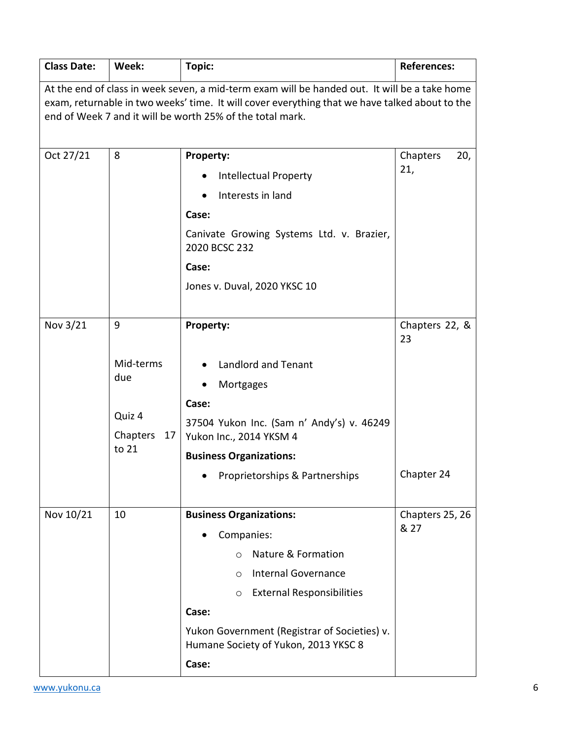| Class Date: | Week: | Topic: | References: |
| --- | --- | --- | --- |
| At the end of class in week seven, a mid-term exam will be handed out. It will be a take home exam, returnable in two weeks' time. It will cover everything that we have talked about to the end of Week 7 and it will be worth 25% of the total mark. | | | |
| Oct 27/21 | 8 | **Property:**<br>• Intellectual Property<br>• Interests in land<br>**Case:**<br>Canivate Growing Systems Ltd. v. Brazier, 2020 BCSC 232<br>**Case:**<br>Jones v. Duval, 2020 YKSC 10 | Chapters 20, 21, |
| Nov 3/21 | 9<br><br>Mid-terms due<br><br>Quiz 4<br>Chapters 17 to 21 | **Property:**<br>• Landlord and Tenant<br>• Mortgages<br>**Case:**<br>37504 Yukon Inc. (Sam n' Andy's) v. 46249 Yukon Inc., 2014 YKSM 4<br>**Business Organizations:**<br>• Proprietorships & Partnerships | Chapters 22, & 23<br><br>Chapter 24 |
| Nov 10/21 | 10 | **Business Organizations:**<br>• Companies:<br>&nbsp;&nbsp;○ Nature & Formation<br>&nbsp;&nbsp;○ Internal Governance<br>&nbsp;&nbsp;○ External Responsibilities<br>**Case:**<br>Yukon Government (Registrar of Societies) v. Humane Society of Yukon, 2013 YKSC 8<br>**Case:** | Chapters 25, 26 & 27 |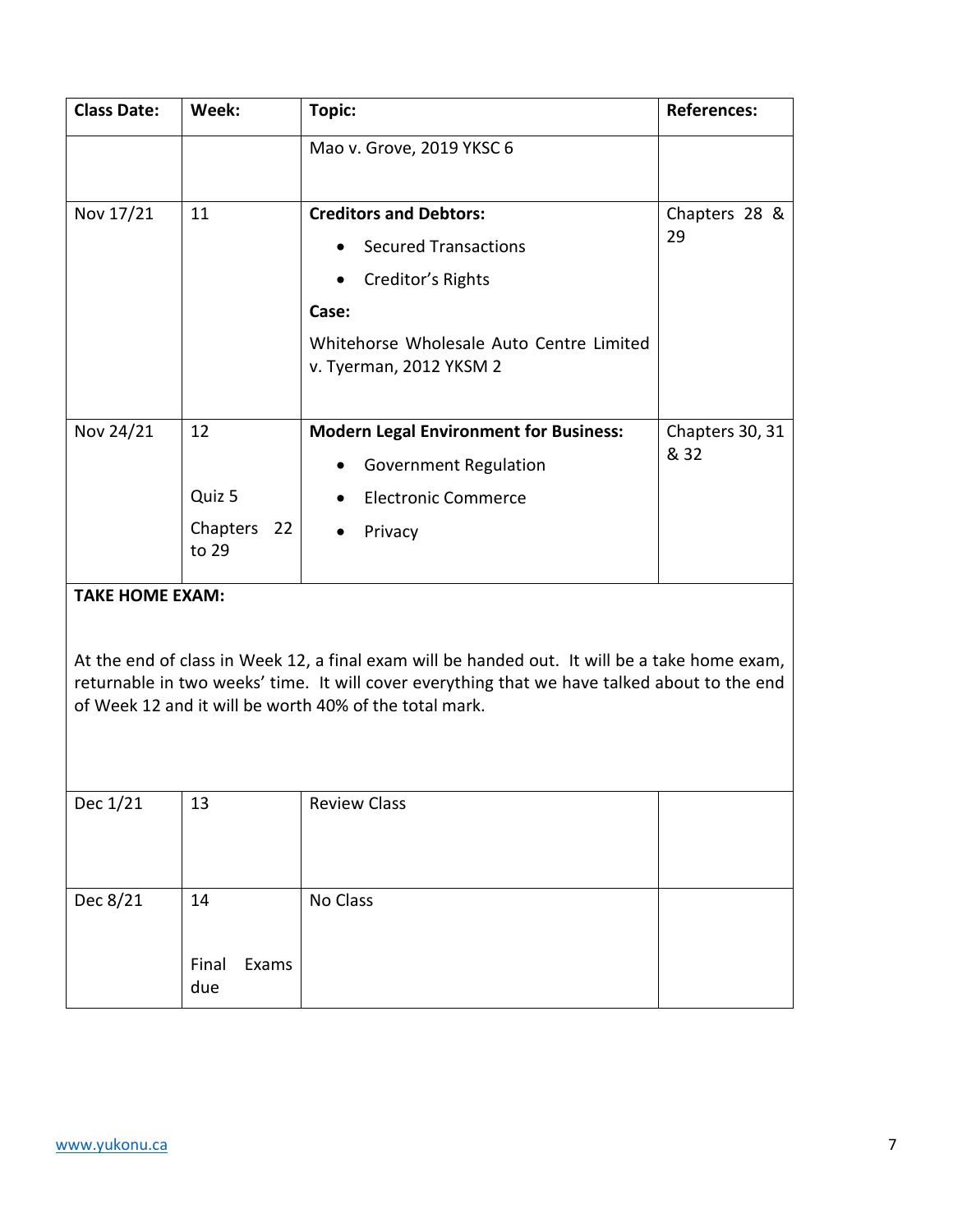| Class Date: | Week: | Topic: | References: |
|---|---|---|---|
| | | Mao v. Grove, 2019 YKSC 6 | |
| Nov 17/21 | 11 | **Creditors and Debtors:**<br>• Secured Transactions<br>• Creditor's Rights<br>**Case:**<br>Whitehorse Wholesale Auto Centre Limited v. Tyerman, 2012 YKSM 2 | Chapters 28 & 29 |
| Nov 24/21 | 12<br><br>Quiz 5<br>Chapters 22 to 29 | **Modern Legal Environment for Business:**<br>• Government Regulation<br>• Electronic Commerce<br>• Privacy | Chapters 30, 31 & 32 |

**TAKE HOME EXAM:**

At the end of class in Week 12, a final exam will be handed out. It will be a take home exam, returnable in two weeks' time. It will cover everything that we have talked about to the end of Week 12 and it will be worth 40% of the total mark.

| Class Date: | Week: | Topic: | References: |
|---|---|---|---|
| Dec 1/21 | 13 | Review Class | |
| Dec 8/21 | 14<br><br>Final Exams due | No Class | |

www.yukonu.ca